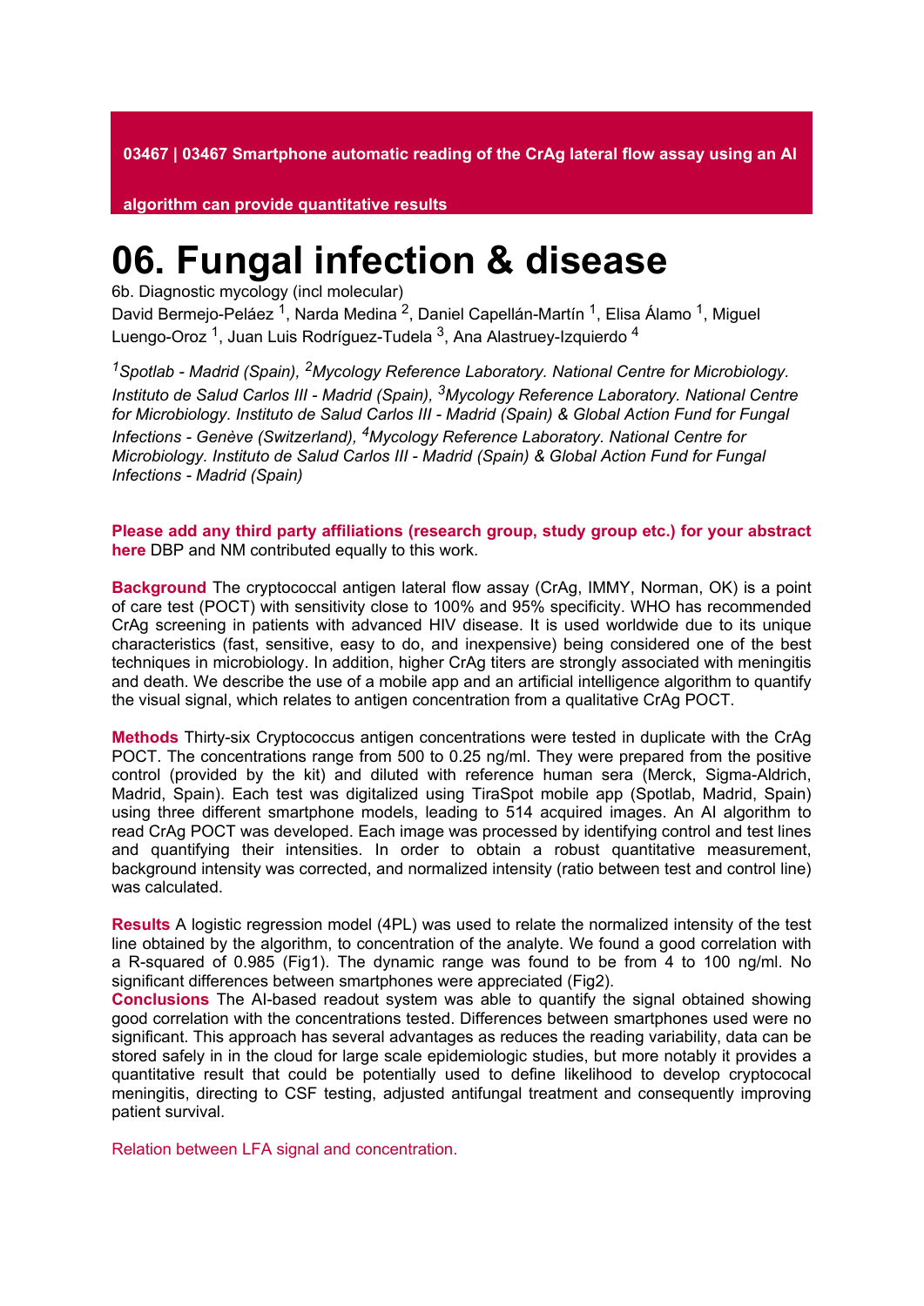**03467 | 03467 Smartphone automatic reading of the CrAg lateral flow assay using an AI algorithm can provide quantitative results**

# 06. Fungal infection & disease

6b. Diagnostic mycology (incl molecular)

David Bermejo-Peláez [1], Narda Medina [2], Daniel Capellán-Martín [1], Elisa Álamo [1], Miguel Luengo-Oroz [1], Juan Luis Rodríguez-Tudela [3], Ana Alastruey-Izquierdo [4]

*[1]Spotlab - Madrid (Spain), [2]Mycology Reference Laboratory. National Centre for Microbiology. Instituto de Salud Carlos III - Madrid (Spain), [3]Mycology Reference Laboratory. National Centre for Microbiology. Instituto de Salud Carlos III - Madrid (Spain) & Global Action Fund for Fungal Infections - Genève (Switzerland), [4]Mycology Reference Laboratory. National Centre for Microbiology. Instituto de Salud Carlos III - Madrid (Spain) & Global Action Fund for Fungal Infections - Madrid (Spain)*

**Please add any third party affiliations (research group, study group etc.) for your abstract here** DBP and NM contributed equally to this work.

**Background** The cryptococcal antigen lateral flow assay (CrAg, IMMY, Norman, OK) is a point of care test (POCT) with sensitivity close to 100% and 95% specificity. WHO has recommended CrAg screening in patients with advanced HIV disease. It is used worldwide due to its unique characteristics (fast, sensitive, easy to do, and inexpensive) being considered one of the best techniques in microbiology. In addition, higher CrAg titers are strongly associated with meningitis and death. We describe the use of a mobile app and an artificial intelligence algorithm to quantify the visual signal, which relates to antigen concentration from a qualitative CrAg POCT.

**Methods** Thirty-six Cryptococcus antigen concentrations were tested in duplicate with the CrAg POCT. The concentrations range from 500 to 0.25 ng/ml. They were prepared from the positive control (provided by the kit) and diluted with reference human sera (Merck, Sigma-Aldrich, Madrid, Spain). Each test was digitalized using TiraSpot mobile app (Spotlab, Madrid, Spain) using three different smartphone models, leading to 514 acquired images. An AI algorithm to read CrAg POCT was developed. Each image was processed by identifying control and test lines and quantifying their intensities. In order to obtain a robust quantitative measurement, background intensity was corrected, and normalized intensity (ratio between test and control line) was calculated.

**Results** A logistic regression model (4PL) was used to relate the normalized intensity of the test line obtained by the algorithm, to concentration of the analyte. We found a good correlation with a R-squared of 0.985 (Fig1). The dynamic range was found to be from 4 to 100 ng/ml. No significant differences between smartphones were appreciated (Fig2).

**Conclusions** The AI-based readout system was able to quantify the signal obtained showing good correlation with the concentrations tested. Differences between smartphones used were no significant. This approach has several advantages as reduces the reading variability, data can be stored safely in in the cloud for large scale epidemiologic studies, but more notably it provides a quantitative result that could be potentially used to define likelihood to develop cryptococal meningitis, directing to CSF testing, adjusted antifungal treatment and consequently improving patient survival.

Relation between LFA signal and concentration.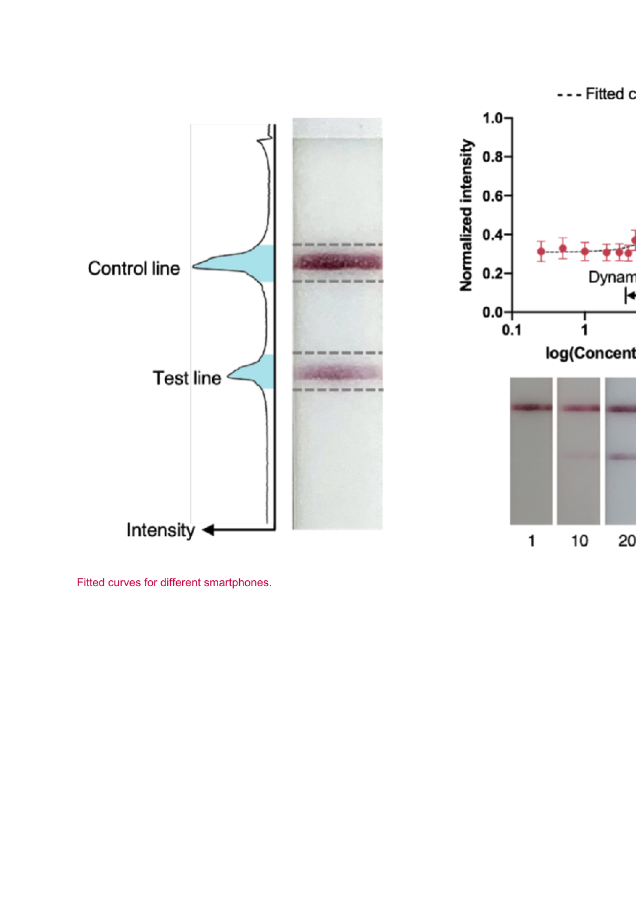Fitted curves for different smartphones.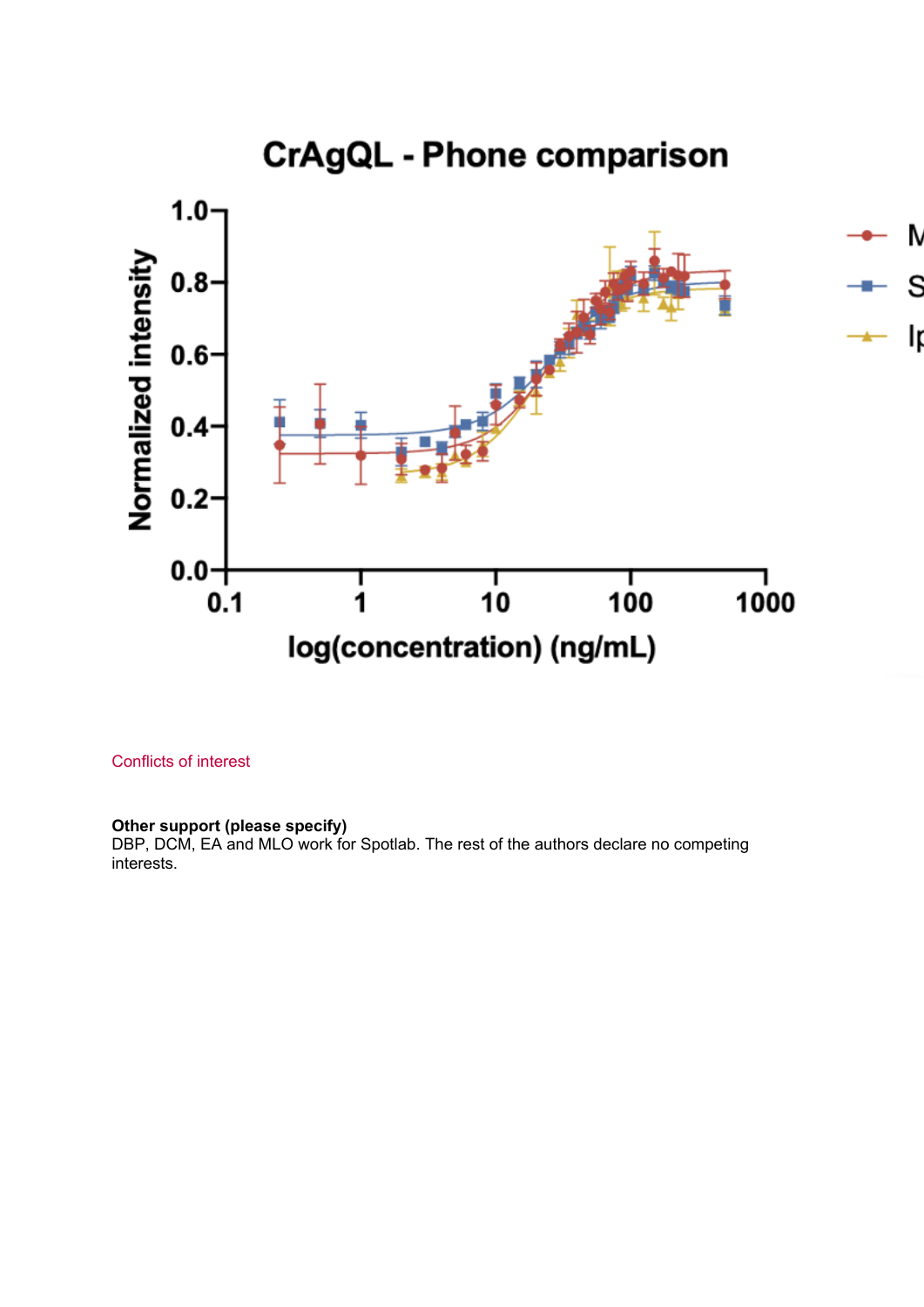CrAgQL - Phone comparison

1.0
0.8
0.6
0.4
0.2
0.0

Normalized intensity

0.1
1
10
100
1000

log(concentration) (ng/mL)

M
S
Ip

Conflicts of interest

**Other support (please specify)**
DBP, DCM, EA and MLO work for Spotlab. The rest of the authors declare no competing interests.